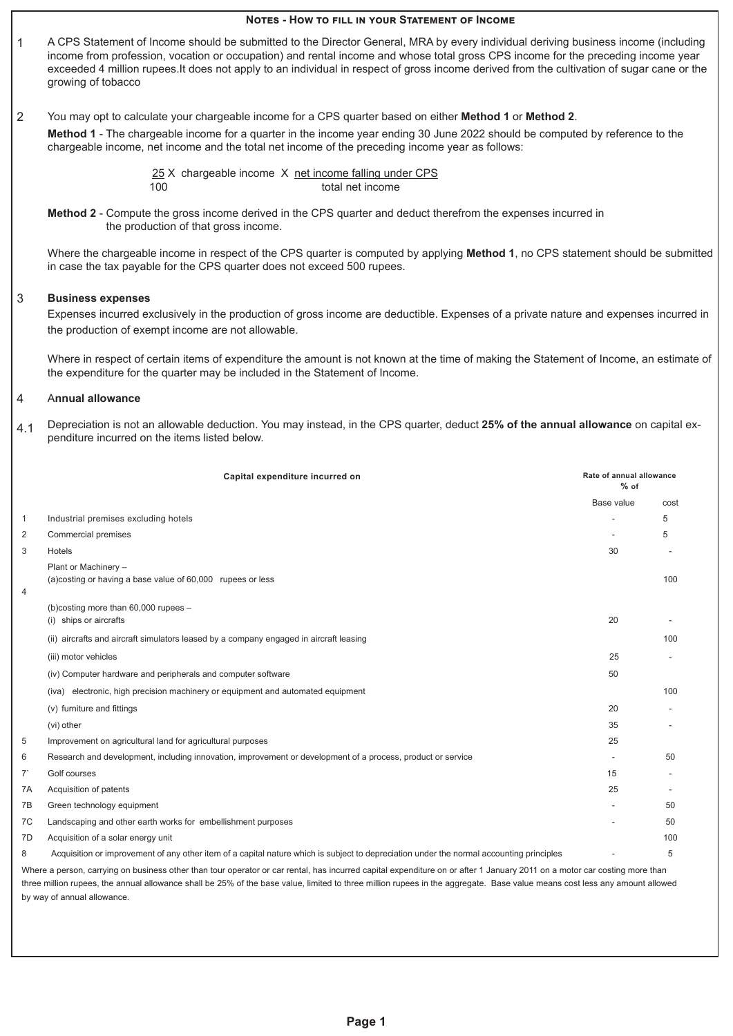## Notes - How to fill in your Statement of Income

1 A CPS Statement of Income should be submitted to the Director General, MRA by every individual deriving business income (including income from profession, vocation or occupation) and rental income and whose total gross CPS income for the preceding income year exceeded 4 million rupees.It does not apply to an individual in respect of gross income derived from the cultivation of sugar cane or the growing of tobacco

2 You may opt to calculate your chargeable income for a CPS quarter based on either **Method 1** or **Method 2**.

**Method 1** - The chargeable income for a quarter in the income year ending 30 June 2022 should be computed by reference to the chargeable income, net income and the total net income of the preceding income year as follows:

$$\frac{25}{100} \times \text{chargeable income} \times \frac{\text{net income falling under CPS}}{\text{total net income}}$$

**Method 2** - Compute the gross income derived in the CPS quarter and deduct therefrom the expenses incurred in the production of that gross income.

Where the chargeable income in respect of the CPS quarter is computed by applying **Method 1**, no CPS statement should be submitted in case the tax payable for the CPS quarter does not exceed 500 rupees.

3 **Business expenses**

Expenses incurred exclusively in the production of gross income are deductible. Expenses of a private nature and expenses incurred in the production of exempt income are not allowable.

Where in respect of certain items of expenditure the amount is not known at the time of making the Statement of Income, an estimate of the expenditure for the quarter may be included in the Statement of Income.

4 **Annual allowance**

4.1 Depreciation is not an allowable deduction. You may instead, in the CPS quarter, deduct **25% of the annual allowance** on capital expenditure incurred on the items listed below.

| | Capital expenditure incurred on | Rate of annual allowance % of | |
|---|---|---|---|
| | | Base value | cost |
| 1 | Industrial premises excluding hotels | - | 5 |
| 2 | Commercial premises | - | 5 |
| 3 | Hotels | 30 | - |
| 4 | Plant or Machinery – (a)costing or having a base value of 60,000 rupees or less | | 100 |
| | (b)costing more than 60,000 rupees – (i) ships or aircrafts | 20 | - |
| | (ii) aircrafts and aircraft simulators leased by a company engaged in aircraft leasing | | 100 |
| | (iii) motor vehicles | 25 | - |
| | (iv) Computer hardware and peripherals and computer software | 50 | |
| | (iva) electronic, high precision machinery or equipment and automated equipment | | 100 |
| | (v) furniture and fittings | 20 | - |
| | (vi) other | 35 | - |
| 5 | Improvement on agricultural land for agricultural purposes | 25 | |
| 6 | Research and development, including innovation, improvement or development of a process, product or service | - | 50 |
| 7` | Golf courses | 15 | - |
| 7A | Acquisition of patents | 25 | - |
| 7B | Green technology equipment | - | 50 |
| 7C | Landscaping and other earth works for embellishment purposes | - | 50 |
| 7D | Acquisition of a solar energy unit | | 100 |
| 8 | Acquisition or improvement of any other item of a capital nature which is subject to depreciation under the normal accounting principles | - | 5 |

Where a person, carrying on business other than tour operator or car rental, has incurred capital expenditure on or after 1 January 2011 on a motor car costing more than three million rupees, the annual allowance shall be 25% of the base value, limited to three million rupees in the aggregate. Base value means cost less any amount allowed by way of annual allowance.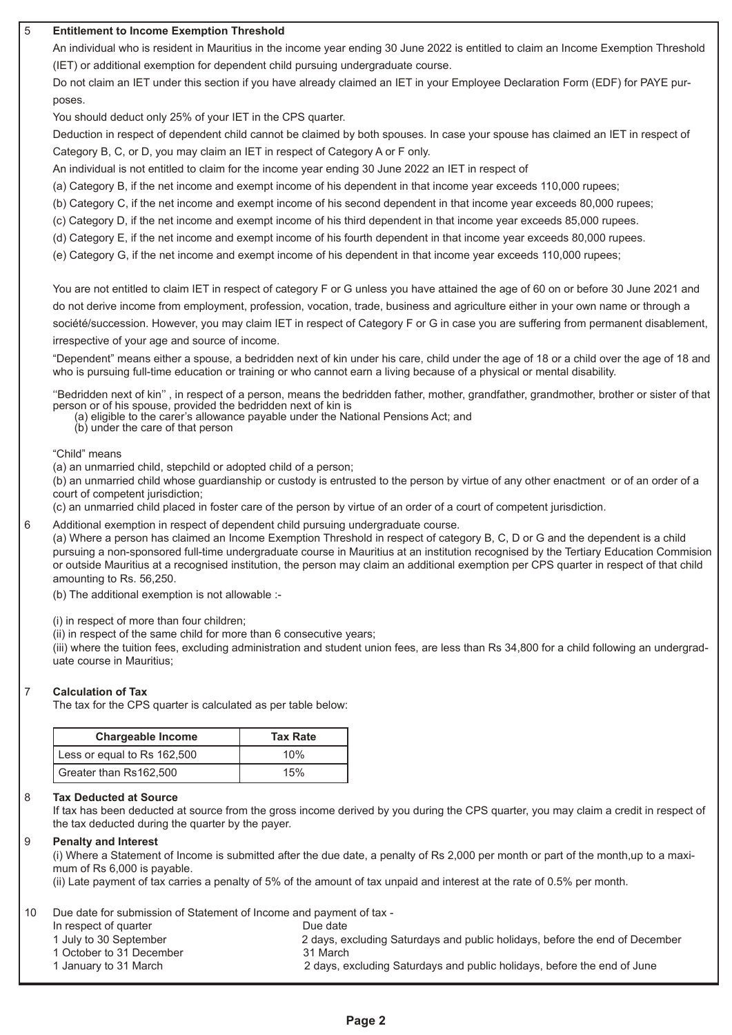## 5 Entitlement to Income Exemption Threshold

An individual who is resident in Mauritius in the income year ending 30 June 2022 is entitled to claim an Income Exemption Threshold (IET) or additional exemption for dependent child pursuing undergraduate course.

Do not claim an IET under this section if you have already claimed an IET in your Employee Declaration Form (EDF) for PAYE purposes.

You should deduct only 25% of your IET in the CPS quarter.

Deduction in respect of dependent child cannot be claimed by both spouses. In case your spouse has claimed an IET in respect of Category B, C, or D, you may claim an IET in respect of Category A or F only.

An individual is not entitled to claim for the income year ending 30 June 2022 an IET in respect of

(a) Category B, if the net income and exempt income of his dependent in that income year exceeds 110,000 rupees;

(b) Category C, if the net income and exempt income of his second dependent in that income year exceeds 80,000 rupees;

(c) Category D, if the net income and exempt income of his third dependent in that income year exceeds 85,000 rupees.

(d) Category E, if the net income and exempt income of his fourth dependent in that income year exceeds 80,000 rupees.

(e) Category G, if the net income and exempt income of his dependent in that income year exceeds 110,000 rupees;

You are not entitled to claim IET in respect of category F or G unless you have attained the age of 60 on or before 30 June 2021 and do not derive income from employment, profession, vocation, trade, business and agriculture either in your own name or through a société/succession. However, you may claim IET in respect of Category F or G in case you are suffering from permanent disablement, irrespective of your age and source of income.

"Dependent" means either a spouse, a bedridden next of kin under his care, child under the age of 18 or a child over the age of 18 and who is pursuing full-time education or training or who cannot earn a living because of a physical or mental disability.

''Bedridden next of kin'' , in respect of a person, means the bedridden father, mother, grandfather, grandmother, brother or sister of that person or of his spouse, provided the bedridden next of kin is

(a) eligible to the carer's allowance payable under the National Pensions Act; and

(b) under the care of that person

"Child" means

(a) an unmarried child, stepchild or adopted child of a person;

(b) an unmarried child whose guardianship or custody is entrusted to the person by virtue of any other enactment or of an order of a court of competent jurisdiction;

(c) an unmarried child placed in foster care of the person by virtue of an order of a court of competent jurisdiction.

## 6 Additional exemption in respect of dependent child pursuing undergraduate course.

(a) Where a person has claimed an Income Exemption Threshold in respect of category B, C, D or G and the dependent is a child pursuing a non-sponsored full-time undergraduate course in Mauritius at an institution recognised by the Tertiary Education Commision or outside Mauritius at a recognised institution, the person may claim an additional exemption per CPS quarter in respect of that child amounting to Rs. 56,250.

(b) The additional exemption is not allowable :-

(i) in respect of more than four children;

(ii) in respect of the same child for more than 6 consecutive years;

(iii) where the tuition fees, excluding administration and student union fees, are less than Rs 34,800 for a child following an undergraduate course in Mauritius;

## 7 Calculation of Tax

The tax for the CPS quarter is calculated as per table below:

| Chargeable Income | Tax Rate |
|---|---|
| Less or equal to Rs 162,500 | 10% |
| Greater than Rs162,500 | 15% |

## 8 Tax Deducted at Source

If tax has been deducted at source from the gross income derived by you during the CPS quarter, you may claim a credit in respect of the tax deducted during the quarter by the payer.

## 9 Penalty and Interest

(i) Where a Statement of Income is submitted after the due date, a penalty of Rs 2,000 per month or part of the month,up to a maximum of Rs 6,000 is payable.

(ii) Late payment of tax carries a penalty of 5% of the amount of tax unpaid and interest at the rate of 0.5% per month.

## 10 Due date for submission of Statement of Income and payment of tax -

| In respect of quarter | Due date |
|---|---|
| 1 July to 30 September | 2 days, excluding Saturdays and public holidays, before the end of December |
| 1 October to 31 December | 31 March |
| 1 January to 31 March | 2 days, excluding Saturdays and public holidays, before the end of June |